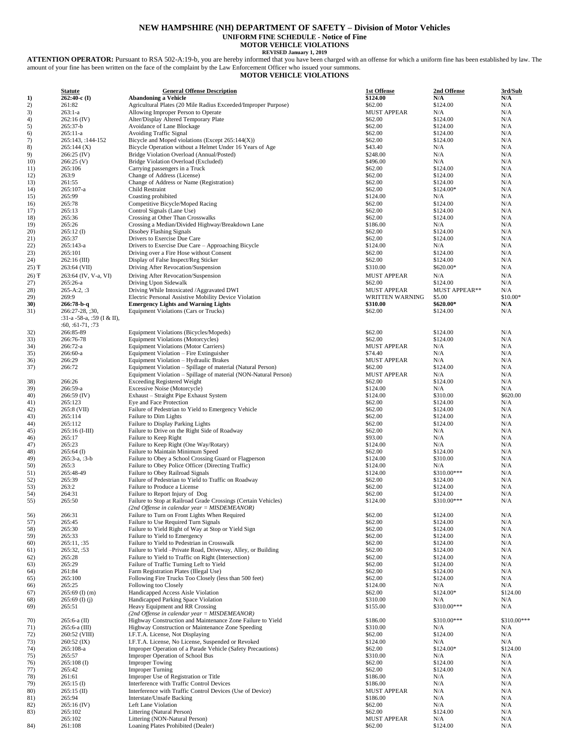# NEW HAMPSHIRE (NH) DEPARTMENT OF SAFETY – Division of Motor Vehicles

## UNIFORM FINE SCHEDULE - Notice of Fine

## MOTOR VEHICLE VIOLATIONS

**REVISED January 1, 2019**

**ATTENTION OPERATOR:** Pursuant to RSA 502-A:19-b, you are hereby informed that you have been charged with an offense for which a uniform fine has been established by law. The amount of your fine has been written on the face of the complaint by the Law Enforcement Officer who issued your summons.

**MOTOR VEHICLE VIOLATIONS**

| | Statute | General Offense Description | 1st Offense | 2nd Offense | 3rd/Sub |
|---|---|---|---|---|---|
| **1)** | **262:40-c (I)** | **Abandoning a Vehicle** | **$124.00** | **N/A** | **N/A** |
| 2) | 261:82 | Agricultural Plates (20 Mile Radius Exceeded/Improper Purpose) | $62.00 | $124.00 | N/A |
| 3) | 263:1-a | Allowing Improper Person to Operate | MUST APPEAR | N/A | N/A |
| 4) | 262:16 (IV) | Alter/Display Altered Temporary Plate | $62.00 | $124.00 | N/A |
| 5) | 265:37-b | Avoidance of Lane Blockage | $62.00 | $124.00 | N/A |
| 6) | 265:11-a | Avoiding Traffic Signal | $62.00 | $124.00 | N/A |
| 7) | 265:143, :144-152 | Bicycle and Moped violations (Except 265:144(X)) | $62.00 | $124.00 | N/A |
| 8) | 265:144 (X) | Bicycle Operation without a Helmet Under 16 Years of Age | $43.40 | N/A | N/A |
| 9) | 266:25 (IV) | Bridge Violation Overload (Annual/Posted) | $248.00 | N/A | N/A |
| 10) | 266:25 (V) | Bridge Violation Overload (Excluded) | $496.00 | N/A | N/A |
| 11) | 265:106 | Carrying passengers in a Truck | $62.00 | $124.00 | N/A |
| 12) | 263:9 | Change of Address (License) | $62.00 | $124.00 | N/A |
| 13) | 261:55 | Change of Address or Name (Registration) | $62.00 | $124.00 | N/A |
| 14) | 265:107-a | Child Restraint | $62.00 | $124.00* | N/A |
| 15) | 265:99 | Coasting prohibited | $124.00 | N/A | N/A |
| 16) | 265:78 | Competitive Bicycle/Moped Racing | $62.00 | $124.00 | N/A |
| 17) | 265:13 | Control Signals (Lane Use) | $62.00 | $124.00 | N/A |
| 18) | 265:36 | Crossing at Other Than Crosswalks | $62.00 | $124.00 | N/A |
| 19) | 265:26 | Crossing a Median/Divided Highway/Breakdown Lane | $186.00 | N/A | N/A |
| 20) | 265:12 (I) | Disobey Flashing Signals | $62.00 | $124.00 | N/A |
| 21) | 265:37 | Drivers to Exercise Due Care | $62.00 | $124.00 | N/A |
| 22) | 265:143-a | Drivers to Exercise Due Care – Approaching Bicycle | $124.00 | N/A | N/A |
| 23) | 265:101 | Driving over a Fire Hose without Consent | $62.00 | $124.00 | N/A |
| 24) | 262:16 (III) | Display of False Inspect/Reg Sticker | $62.00 | $124.00 | N/A |
| 25) Ŧ | 263:64 (VII) | Driving After Revocation/Suspension | $310.00 | $620.00* | N/A |
| 26) Ŧ | 263:64 (IV, V-a, VI) | Driving After Revocation/Suspension | MUST APPEAR | N/A | N/A |
| 27) | 265:26-a | Driving Upon Sidewalk | $62.00 | $124.00 | N/A |
| 28) | 265-A:2, :3 | Driving While Intoxicated /Aggravated DWI | MUST APPEAR | MUST APPEAR** | N/A |
| 29) | 269:9 | Electric Personal Assistive Mobility Device Violation | WRITTEN WARNING | $5.00 | $10.00* |
| **30)** | **266:78-b-q** | **Emergency Lights and Warning Lights** | **$310.00** | **$620.00*** | **N/A** |
| 31) | 266:27-28, ;30, :31-a -58-a, :59 (I & II), :60, :61-71, :73 | Equipment Violations (Cars or Trucks) | $62.00 | $124.00 | N/A |
| 32) | 266:85-89 | Equipment Violations (Bicycles/Mopeds) | $62.00 | $124.00 | N/A |
| 33) | 266:76-78 | Equipment Violations (Motorcycles) | $62.00 | $124.00 | N/A |
| 34) | 266:72-a | Equipment Violations (Motor Carriers) | MUST APPEAR | N/A | N/A |
| 35) | 266:60-a | Equipment Violation – Fire Extinguisher | $74.40 | N/A | N/A |
| 36) | 266:29 | Equipment Violation – Hydraulic Brakes | MUST APPEAR | N/A | N/A |
| 37) | 266:72 | Equipment Violation – Spillage of material (Natural Person) | $62.00 | $124.00 | N/A |
| | | Equipment Violation – Spillage of material (NON-Natural Person) | MUST APPEAR | N/A | N/A |
| 38) | 266:26 | Exceeding Registered Weight | $62.00 | $124.00 | N/A |
| 39) | 266:59-a | Excessive Noise (Motorcycle) | $124.00 | N/A | N/A |
| 40) | 266:59 (IV) | Exhaust – Straight Pipe Exhaust System | $124.00 | $310.00 | $620.00 |
| 41) | 265:123 | Eye and Face Protection | $62.00 | $124.00 | N/A |
| 42) | 265:8 (VII) | Failure of Pedestrian to Yield to Emergency Vehicle | $62.00 | $124.00 | N/A |
| 43) | 265:114 | Failure to Dim Lights | $62.00 | $124.00 | N/A |
| 44) | 265:112 | Failure to Display Parking Lights | $62.00 | $124.00 | N/A |
| 45) | 265:16 (I-III) | Failure to Drive on the Right Side of Roadway | $62.00 | N/A | N/A |
| 46) | 265:17 | Failure to Keep Right | $93.00 | N/A | N/A |
| 47) | 265:23 | Failure to Keep Right (One Way/Rotary) | $124.00 | N/A | N/A |
| 48) | 265:64 (I) | Failure to Maintain Minimum Speed | $62.00 | $124.00 | N/A |
| 49) | 265:3-a, :3-b | Failure to Obey a School Crossing Guard or Flagperson | $124.00 | $310.00 | N/A |
| 50) | 265:3 | Failure to Obey Police Officer (Directing Traffic) | $124.00 | N/A | N/A |
| 51) | 265:48-49 | Failure to Obey Railroad Signals | $124.00 | $310.00*** | N/A |
| 52) | 265:39 | Failure of Pedestrian to Yield to Traffic on Roadway | $62.00 | $124.00 | N/A |
| 53) | 263:2 | Failure to Produce a License | $62.00 | $124.00 | N/A |
| 54) | 264:31 | Failure to Report Injury of Dog | $62.00 | $124.00 | N/A |
| 55) | 265:50 | Failure to Stop at Railroad Grade Crossings (Certain Vehicles) *(2nd Offense in calendar year = MISDEMEANOR)* | $124.00 | $310.00*** | N/A |
| 56) | 266:31 | Failure to Turn on Front Lights When Required | $62.00 | $124.00 | N/A |
| 57) | 265:45 | Failure to Use Required Turn Signals | $62.00 | $124.00 | N/A |
| 58) | 265:30 | Failure to Yield Right of Way at Stop or Yield Sign | $62.00 | $124.00 | N/A |
| 59) | 265:33 | Failure to Yield to Emergency | $62.00 | $124.00 | N/A |
| 60) | 265:11, :35 | Failure to Yield to Pedestrian in Crosswalk | $62.00 | $124.00 | N/A |
| 61) | 265:32, :53 | Failure to Yield –Private Road, Driveway, Alley, or Building | $62.00 | $124.00 | N/A |
| 62) | 265:28 | Failure to Yield to Traffic on Right (Intersection) | $62.00 | $124.00 | N/A |
| 63) | 265:29 | Failure of Traffic Turning Left to Yield | $62.00 | $124.00 | N/A |
| 64) | 261:84 | Farm Registration Plates (Illegal Use) | $62.00 | $124.00 | N/A |
| 65) | 265:100 | Following Fire Trucks Too Closely (less than 500 feet) | $62.00 | $124.00 | N/A |
| 66) | 265:25 | Following too Closely | $124.00 | N/A | N/A |
| 67) | 265:69 (I) (m) | Handicapped Access Aisle Violation | $62.00 | $124.00* | $124.00 |
| 68) | 265:69 (I) (j) | Handicapped Parking Space Violation | $310.00 | N/A | N/A |
| 69) | 265:51 | Heavy Equipment and RR Crossing *(2nd Offense in calendar year = MISDEMEANOR)* | $155.00 | $310.00*** | N/A |
| 70) | 265:6-a (II) | Highway Construction and Maintenance Zone Failure to Yield | $186.00 | $310.00*** | $310.00*** |
| 71) | 265:6-a (III) | Highway Construction or Maintenance Zone Speeding | $310.00 | N/A | N/A |
| 72) | 260:52 (VIII) | I.F.T.A. License, Not Displaying | $62.00 | $124.00 | N/A |
| 73) | 260:52 (IX) | I.F.T.A. License, No License, Suspended or Revoked | $124.00 | N/A | N/A |
| 74) | 265:108-a | Improper Operation of a Parade Vehicle (Safety Precautions) | $62.00 | $124.00* | $124.00 |
| 75) | 265:57 | Improper Operation of School Bus | $310.00 | N/A | N/A |
| 76) | 265:108 (I) | Improper Towing | $62.00 | $124.00 | N/A |
| 77) | 265:42 | Improper Turning | $62.00 | $124.00 | N/A |
| 78) | 261:61 | Improper Use of Registration or Title | $186.00 | N/A | N/A |
| 79) | 265:15 (I) | Interference with Traffic Control Devices | $186.00 | N/A | N/A |
| 80) | 265:15 (II) | Interference with Traffic Control Devices (Use of Device) | MUST APPEAR | N/A | N/A |
| 81) | 265:94 | Interstate/Unsafe Backing | $186.00 | N/A | N/A |
| 82) | 265:16 (IV) | Left Lane Violation | $62.00 | N/A | N/A |
| 83) | 265:102 | Littering (Natural Person) | $62.00 | $124.00 | N/A |
| | 265:102 | Littering (NON-Natural Person) | MUST APPEAR | N/A | N/A |
| 84) | 261:108 | Loaning Plates Prohibited (Dealer) | $62.00 | $124.00 | N/A |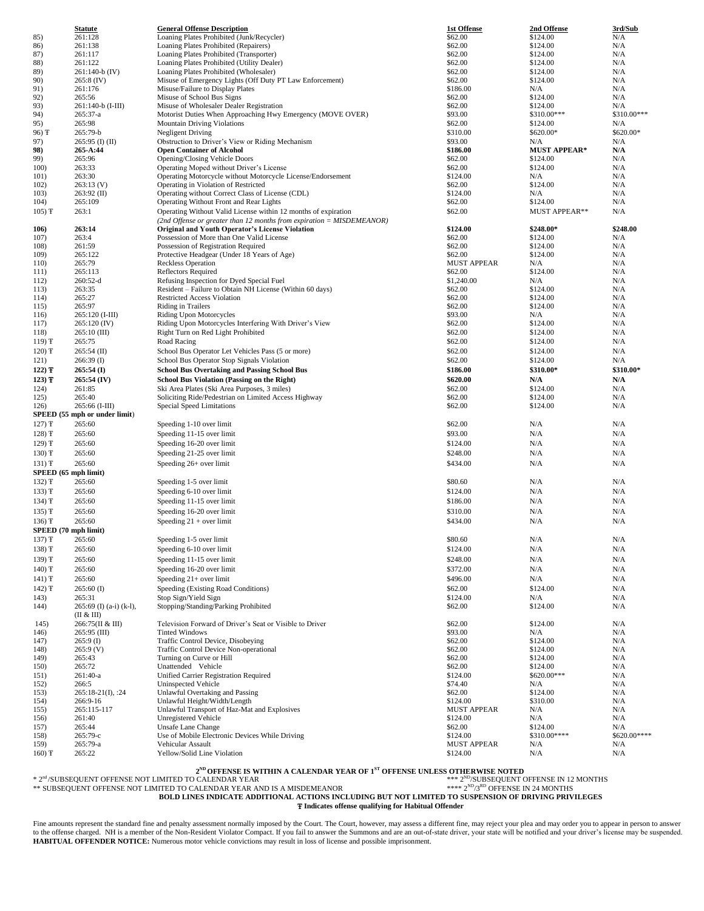| | Statute | General Offense Description | 1st Offense | 2nd Offense | 3rd/Sub |
|---|---|---|---|---|---|
| 85) | 261:128 | Loaning Plates Prohibited (Junk/Recycler) | $62.00 | $124.00 | N/A |
| 86) | 261:138 | Loaning Plates Prohibited (Repairers) | $62.00 | $124.00 | N/A |
| 87) | 261:117 | Loaning Plates Prohibited (Transporter) | $62.00 | $124.00 | N/A |
| 88) | 261:122 | Loaning Plates Prohibited (Utility Dealer) | $62.00 | $124.00 | N/A |
| 89) | 261:140-b (IV) | Loaning Plates Prohibited (Wholesaler) | $62.00 | $124.00 | N/A |
| 90) | 265:8 (IV) | Misuse of Emergency Lights (Off Duty PT Law Enforcement) | $62.00 | $124.00 | N/A |
| 91) | 261:176 | Misuse/Failure to Display Plates | $186.00 | N/A | N/A |
| 92) | 265:56 | Misuse of School Bus Signs | $62.00 | $124.00 | N/A |
| 93) | 261:140-b (I-III) | Misuse of Wholesaler Dealer Registration | $62.00 | $124.00 | N/A |
| 94) | 265:37-a | Motorist Duties When Approaching Hwy Emergency (MOVE OVER) | $93.00 | $310.00*** | $310.00*** |
| 95) | 265:98 | Mountain Driving Violations | $62.00 | $124.00 | N/A |
| 96) Ŧ | 265:79-b | Negligent Driving | $310.00 | $620.00* | $620.00* |
| 97) | 265:95 (I) (II) | Obstruction to Driver's View or Riding Mechanism | $93.00 | N/A | N/A |
| **98)** | **265-A:44** | **Open Container of Alcohol** | **$186.00** | **MUST APPEAR*** | **N/A** |
| 99) | 265:96 | Opening/Closing Vehicle Doors | $62.00 | $124.00 | N/A |
| 100) | 263:33 | Operating Moped without Driver's License | $62.00 | $124.00 | N/A |
| 101) | 263:30 | Operating Motorcycle without Motorcycle License/Endorsement | $124.00 | N/A | N/A |
| 102) | 263:13 (V) | Operating in Violation of Restricted | $62.00 | $124.00 | N/A |
| 103) | 263:92 (II) | Operating without Correct Class of License (CDL) | $124.00 | N/A | N/A |
| 104) | 265:109 | Operating Without Front and Rear Lights | $62.00 | $124.00 | N/A |
| 105) Ŧ | 263:1 | Operating Without Valid License within 12 months of expiration *(2nd Offense or greater than 12 months from expiration = MISDEMEANOR)* | $62.00 | MUST APPEAR** | N/A |
| **106)** | **263:14** | **Original and Youth Operator's License Violation** | **$124.00** | **$248.00*** | **$248.00** |
| 107) | 263:4 | Possession of More than One Valid License | $62.00 | $124.00 | N/A |
| 108) | 261:59 | Possession of Registration Required | $62.00 | $124.00 | N/A |
| 109) | 265:122 | Protective Headgear (Under 18 Years of Age) | $62.00 | $124.00 | N/A |
| 110) | 265:79 | Reckless Operation | MUST APPEAR | N/A | N/A |
| 111) | 265:113 | Reflectors Required | $62.00 | $124.00 | N/A |
| 112) | 260:52-d | Refusing Inspection for Dyed Special Fuel | $1,240.00 | N/A | N/A |
| 113) | 263:35 | Resident – Failure to Obtain NH License (Within 60 days) | $62.00 | $124.00 | N/A |
| 114) | 265:27 | Restricted Access Violation | $62.00 | $124.00 | N/A |
| 115) | 265:97 | Riding in Trailers | $62.00 | $124.00 | N/A |
| 116) | 265:120 (I-III) | Riding Upon Motorcycles | $93.00 | N/A | N/A |
| 117) | 265:120 (IV) | Riding Upon Motorcycles Interfering With Driver's View | $62.00 | $124.00 | N/A |
| 118) | 265:10 (III) | Right Turn on Red Light Prohibited | $62.00 | $124.00 | N/A |
| 119) Ŧ | 265:75 | Road Racing | $62.00 | $124.00 | N/A |
| 120) Ŧ | 265:54 (II) | School Bus Operator Let Vehicles Pass (5 or more) | $62.00 | $124.00 | N/A |
| 121) | 266:39 (I) | School Bus Operator Stop Signals Violation | $62.00 | $124.00 | N/A |
| **122) Ŧ** | **265:54 (I)** | **School Bus Overtaking and Passing School Bus** | **$186.00** | **$310.00*** | **$310.00*** |
| **123) Ŧ** | **265:54 (IV)** | **School Bus Violation (Passing on the Right)** | **$620.00** | **N/A** | **N/A** |
| 124) | 261:85 | Ski Area Plates (Ski Area Purposes, 3 miles) | $62.00 | $124.00 | N/A |
| 125) | 265:40 | Soliciting Ride/Pedestrian on Limited Access Highway | $62.00 | $124.00 | N/A |
| 126) | 265:66 (I-III) | Special Speed Limitations | $62.00 | $124.00 | N/A |
| **SPEED (55 mph or under limit)** | | | | | |
| 127) Ŧ | 265:60 | Speeding 1-10 over limit | $62.00 | N/A | N/A |
| 128) Ŧ | 265:60 | Speeding 11-15 over limit | $93.00 | N/A | N/A |
| 129) Ŧ | 265:60 | Speeding 16-20 over limit | $124.00 | N/A | N/A |
| 130) Ŧ | 265:60 | Speeding 21-25 over limit | $248.00 | N/A | N/A |
| 131) Ŧ | 265:60 | Speeding 26+ over limit | $434.00 | N/A | N/A |
| **SPEED (65 mph limit)** | | | | | |
| 132) Ŧ | 265:60 | Speeding 1-5 over limit | $80.60 | N/A | N/A |
| 133) Ŧ | 265:60 | Speeding 6-10 over limit | $124.00 | N/A | N/A |
| 134) Ŧ | 265:60 | Speeding 11-15 over limit | $186.00 | N/A | N/A |
| 135) Ŧ | 265:60 | Speeding 16-20 over limit | $310.00 | N/A | N/A |
| 136) Ŧ | 265:60 | Speeding 21 + over limit | $434.00 | N/A | N/A |
| **SPEED (70 mph limit)** | | | | | |
| 137) Ŧ | 265:60 | Speeding 1-5 over limit | $80.60 | N/A | N/A |
| 138) Ŧ | 265:60 | Speeding 6-10 over limit | $124.00 | N/A | N/A |
| 139) Ŧ | 265:60 | Speeding 11-15 over limit | $248.00 | N/A | N/A |
| 140) Ŧ | 265:60 | Speeding 16-20 over limit | $372.00 | N/A | N/A |
| 141) Ŧ | 265:60 | Speeding 21+ over limit | $496.00 | N/A | N/A |
| 142) Ŧ | 265:60 (I) | Speeding (Existing Road Conditions) | $62.00 | $124.00 | N/A |
| 143) | 265:31 | Stop Sign/Yield Sign | $124.00 | N/A | N/A |
| 144) | 265:69 (I) (a-i) (k-l), (II & III) | Stopping/Standing/Parking Prohibited | $62.00 | $124.00 | N/A |
| 145) | 266:75(II & III) | Television Forward of Driver's Seat or Visible to Driver | $62.00 | $124.00 | N/A |
| 146) | 265:95 (III) | Tinted Windows | $93.00 | N/A | N/A |
| 147) | 265:9 (I) | Traffic Control Device, Disobeying | $62.00 | $124.00 | N/A |
| 148) | 265:9 (V) | Traffic Control Device Non-operational | $62.00 | $124.00 | N/A |
| 149) | 265:43 | Turning on Curve or Hill | $62.00 | $124.00 | N/A |
| 150) | 265:72 | Unattended Vehicle | $62.00 | $124.00 | N/A |
| 151) | 261:40-a | Unified Carrier Registration Required | $124.00 | $620.00*** | N/A |
| 152) | 266:5 | Uninspected Vehicle | $74.40 | N/A | N/A |
| 153) | 265:18-21(I), :24 | Unlawful Overtaking and Passing | $62.00 | $124.00 | N/A |
| 154) | 266:9-16 | Unlawful Height/Width/Length | $124.00 | $310.00 | N/A |
| 155) | 265:115-117 | Unlawful Transport of Haz-Mat and Explosives | MUST APPEAR | N/A | N/A |
| 156) | 261:40 | Unregistered Vehicle | $124.00 | N/A | N/A |
| 157) | 265:44 | Unsafe Lane Change | $62.00 | $124.00 | N/A |
| 158) | 265:79-c | Use of Mobile Electronic Devices While Driving | $124.00 | $310.00**** | $620.00**** |
| 159) | 265:79-a | Vehicular Assault | MUST APPEAR | N/A | N/A |
| 160) Ŧ | 265:22 | Yellow/Solid Line Violation | $124.00 | N/A | N/A |

**2ND OFFENSE IS WITHIN A CALENDAR YEAR OF 1ST OFFENSE UNLESS OTHERWISE NOTED**

\* 2nd/SUBSEQUENT OFFENSE NOT LIMITED TO CALENDAR YEAR

\*\* SUBSEQUENT OFFENSE NOT LIMITED TO CALENDAR YEAR AND IS A MISDEMEANOR

\*\*\* 2ND/SUBSEQUENT OFFENSE IN 12 MONTHS

\*\*\*\* 2ND/3RD OFFENSE IN 24 MONTHS

**BOLD LINES INDICATE ADDITIONAL ACTIONS INCLUDING BUT NOT LIMITED TO SUSPENSION OF DRIVING PRIVILEGES**

**Ŧ Indicates offense qualifying for Habitual Offender**

Fine amounts represent the standard fine and penalty assessment normally imposed by the Court. The Court, however, may assess a different fine, may reject your plea and may order you to appear in person to answer to the offense charged. NH is a member of the Non-Resident Violator Compact. If you fail to answer the Summons and are an out-of-state driver, your state will be notified and your driver's license may be suspended.
**HABITUAL OFFENDER NOTICE:** Numerous motor vehicle convictions may result in loss of license and possible imprisonment.